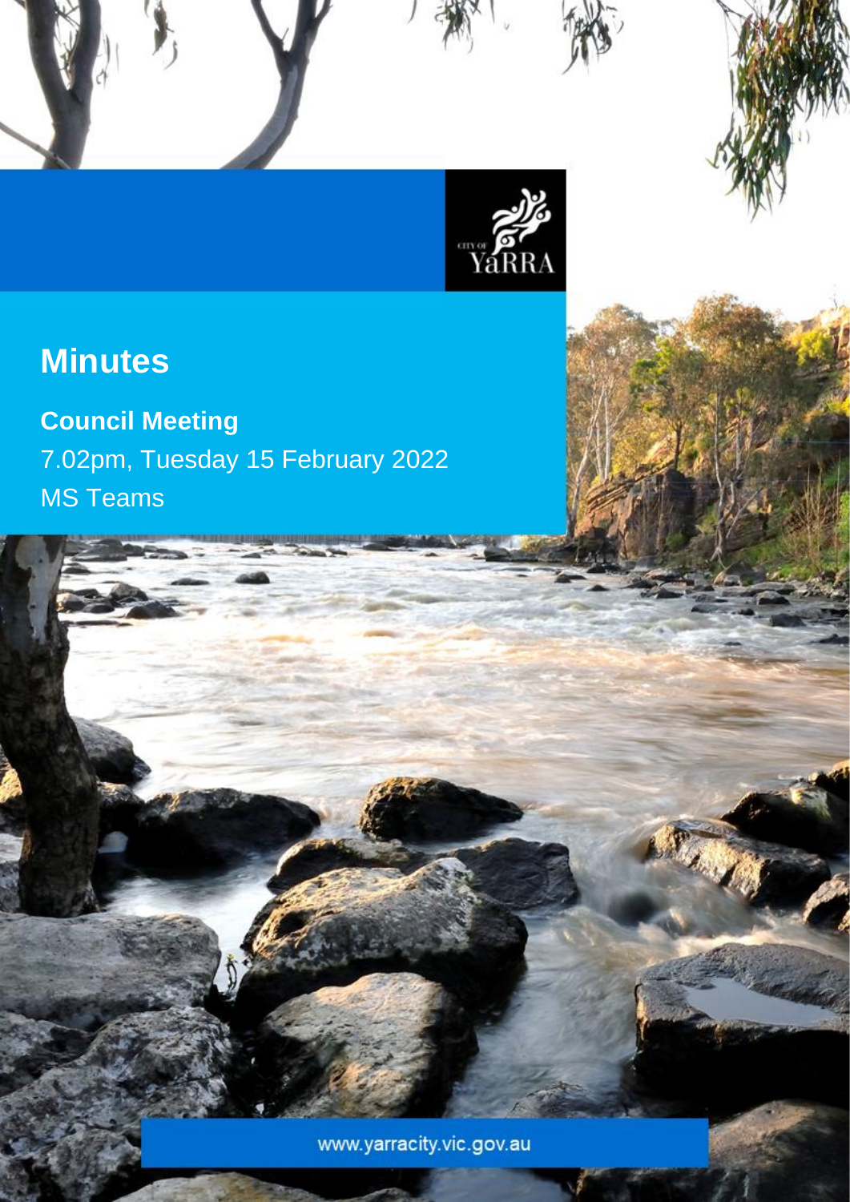# Minutes

**Council Meeting**

7.02pm, Tuesday 15 February 2022

MS Teams

www.yarracity.vic.gov.au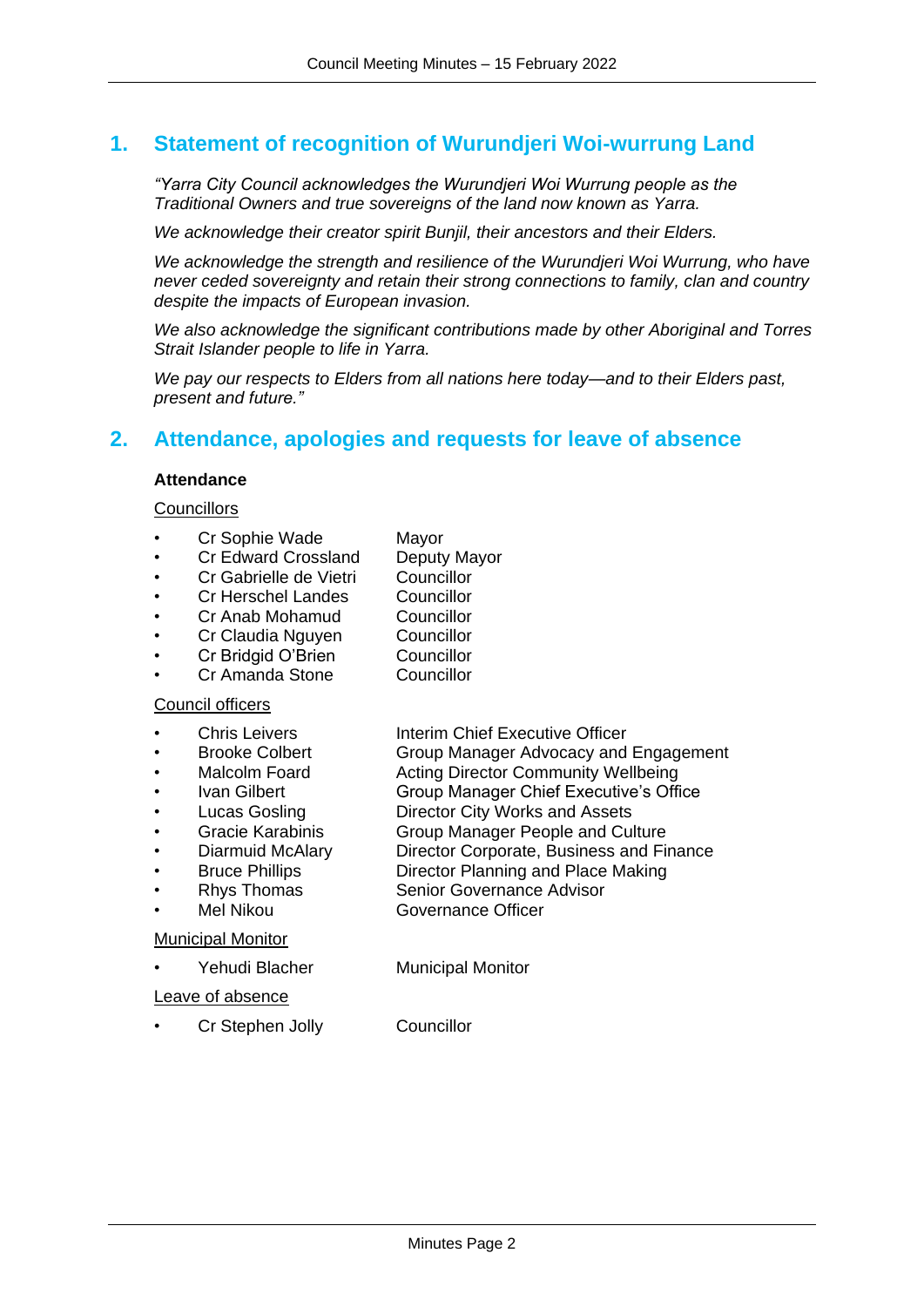## 1. Statement of recognition of Wurundjeri Woi-wurrung Land

*"Yarra City Council acknowledges the Wurundjeri Woi Wurrung people as the Traditional Owners and true sovereigns of the land now known as Yarra.*

*We acknowledge their creator spirit Bunjil, their ancestors and their Elders.*

*We acknowledge the strength and resilience of the Wurundjeri Woi Wurrung, who have never ceded sovereignty and retain their strong connections to family, clan and country despite the impacts of European invasion.*

*We also acknowledge the significant contributions made by other Aboriginal and Torres Strait Islander people to life in Yarra.*

*We pay our respects to Elders from all nations here today—and to their Elders past, present and future."*

## 2. Attendance, apologies and requests for leave of absence

**Attendance**

Councillors

- Cr Sophie Wade — Mayor
- Cr Edward Crossland — Deputy Mayor
- Cr Gabrielle de Vietri — Councillor
- Cr Herschel Landes — Councillor
- Cr Anab Mohamud — Councillor
- Cr Claudia Nguyen — Councillor
- Cr Bridgid O'Brien — Councillor
- Cr Amanda Stone — Councillor

Council officers

- Chris Leivers — Interim Chief Executive Officer
- Brooke Colbert — Group Manager Advocacy and Engagement
- Malcolm Foard — Acting Director Community Wellbeing
- Ivan Gilbert — Group Manager Chief Executive's Office
- Lucas Gosling — Director City Works and Assets
- Gracie Karabinis — Group Manager People and Culture
- Diarmuid McAlary — Director Corporate, Business and Finance
- Bruce Phillips — Director Planning and Place Making
- Rhys Thomas — Senior Governance Advisor
- Mel Nikou — Governance Officer

Municipal Monitor

- Yehudi Blacher — Municipal Monitor

Leave of absence

- Cr Stephen Jolly — Councillor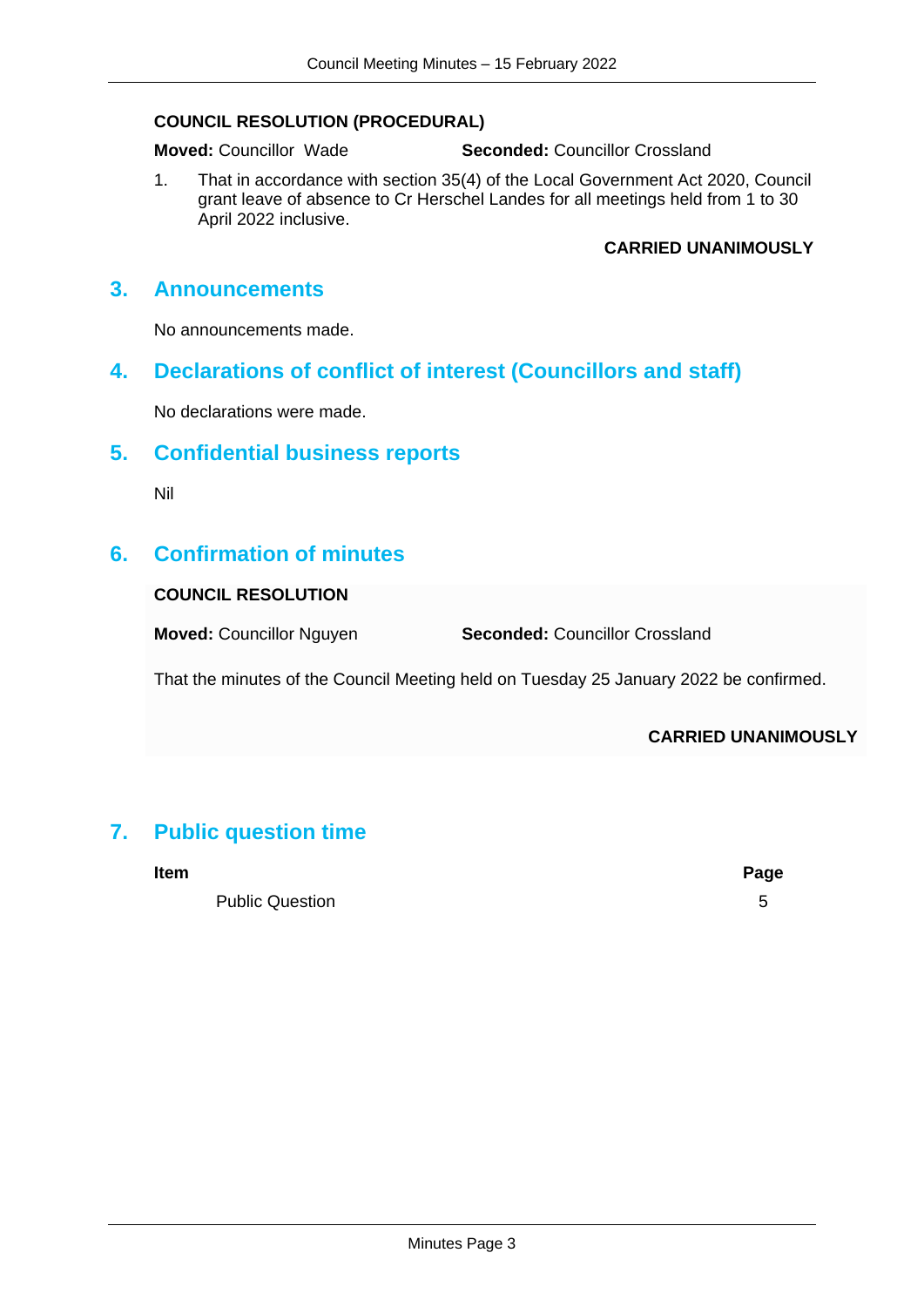**COUNCIL RESOLUTION (PROCEDURAL)**

**Moved:** Councillor Wade **Seconded:** Councillor Crossland

1. That in accordance with section 35(4) of the Local Government Act 2020, Council grant leave of absence to Cr Herschel Landes for all meetings held from 1 to 30 April 2022 inclusive.

**CARRIED UNANIMOUSLY**

## 3. Announcements

No announcements made.

## 4. Declarations of conflict of interest (Councillors and staff)

No declarations were made.

## 5. Confidential business reports

Nil

## 6. Confirmation of minutes

**COUNCIL RESOLUTION**

**Moved:** Councillor Nguyen **Seconded:** Councillor Crossland

That the minutes of the Council Meeting held on Tuesday 25 January 2022 be confirmed.

**CARRIED UNANIMOUSLY**

## 7. Public question time

| Item | Page |
| --- | --- |
| Public Question | 5 |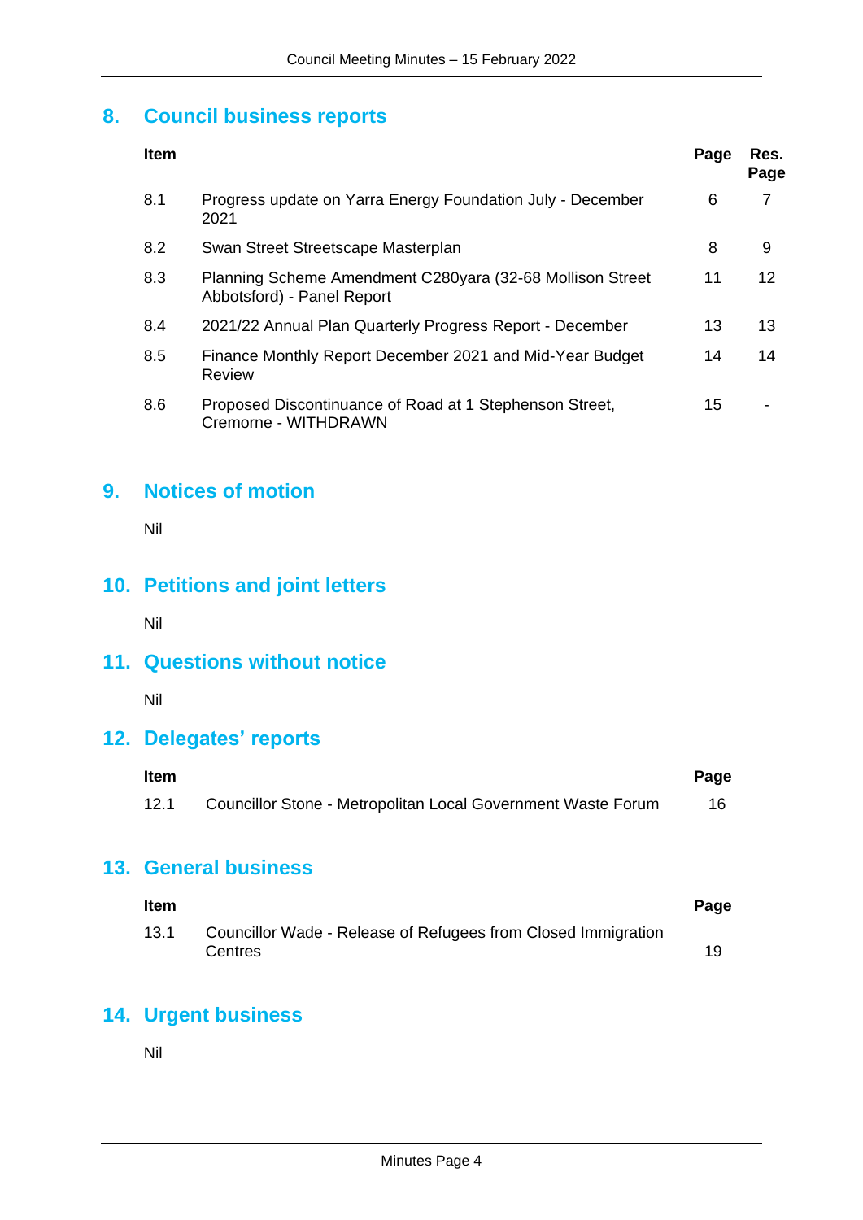## 8. Council business reports

| Item | | Page | Res. Page |
|---|---|---|---|
| 8.1 | Progress update on Yarra Energy Foundation July - December 2021 | 6 | 7 |
| 8.2 | Swan Street Streetscape Masterplan | 8 | 9 |
| 8.3 | Planning Scheme Amendment C280yara (32-68 Mollison Street Abbotsford) - Panel Report | 11 | 12 |
| 8.4 | 2021/22 Annual Plan Quarterly Progress Report - December | 13 | 13 |
| 8.5 | Finance Monthly Report December 2021 and Mid-Year Budget Review | 14 | 14 |
| 8.6 | Proposed Discontinuance of Road at 1 Stephenson Street, Cremorne - WITHDRAWN | 15 | - |

## 9. Notices of motion

Nil

## 10. Petitions and joint letters

Nil

## 11. Questions without notice

Nil

## 12. Delegates' reports

| Item | | Page |
|---|---|---|
| 12.1 | Councillor Stone - Metropolitan Local Government Waste Forum | 16 |

## 13. General business

| Item | | Page |
|---|---|---|
| 13.1 | Councillor Wade - Release of Refugees from Closed Immigration Centres | 19 |

## 14. Urgent business

Nil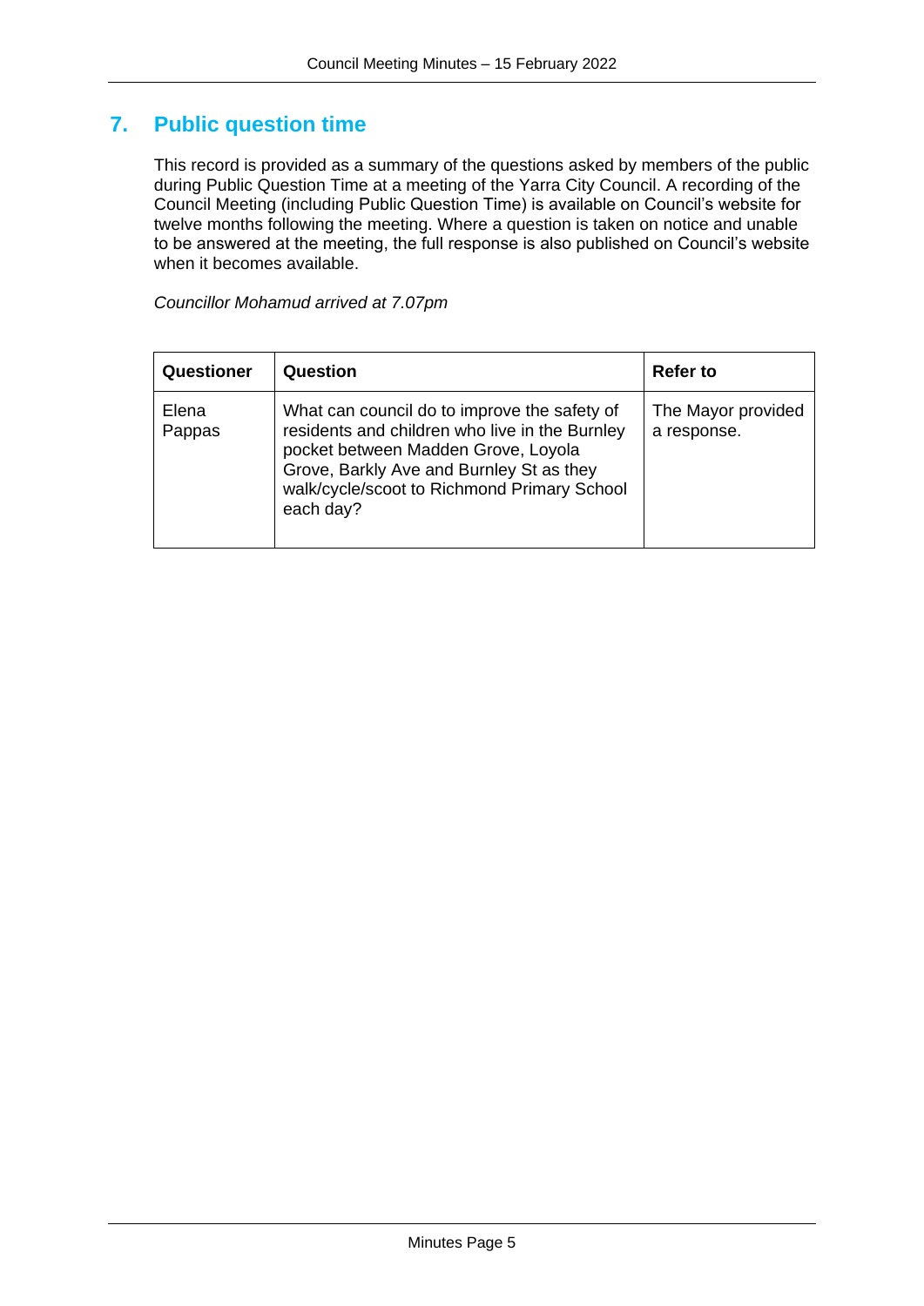## 7. Public question time

This record is provided as a summary of the questions asked by members of the public during Public Question Time at a meeting of the Yarra City Council. A recording of the Council Meeting (including Public Question Time) is available on Council's website for twelve months following the meeting. Where a question is taken on notice and unable to be answered at the meeting, the full response is also published on Council's website when it becomes available.

*Councillor Mohamud arrived at 7.07pm*

| Questioner | Question | Refer to |
|---|---|---|
| Elena Pappas | What can council do to improve the safety of residents and children who live in the Burnley pocket between Madden Grove, Loyola Grove, Barkly Ave and Burnley St as they walk/cycle/scoot to Richmond Primary School each day? | The Mayor provided a response. |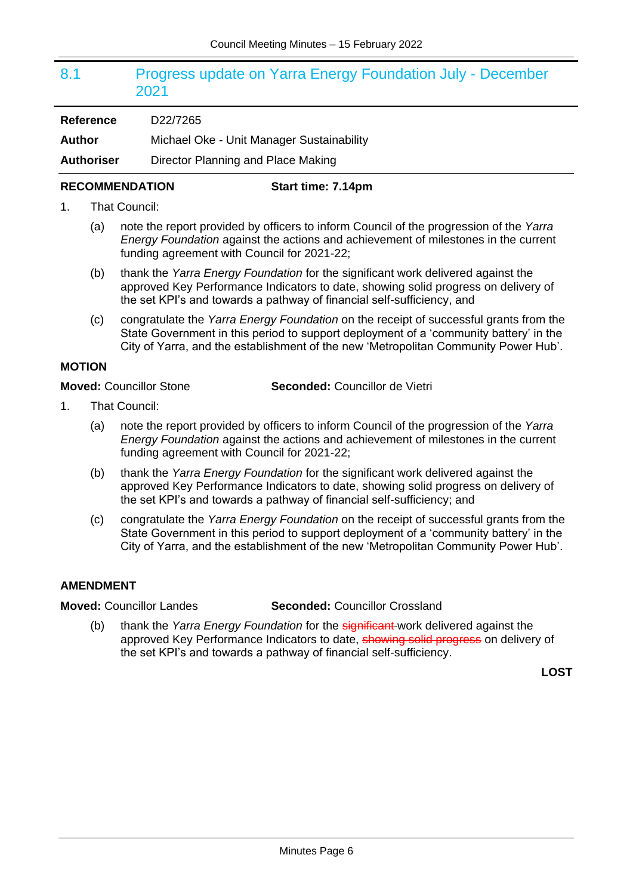## 8.1 Progress update on Yarra Energy Foundation July - December 2021

|  |  |
|---|---|
| **Reference** | D22/7265 |
| **Author** | Michael Oke - Unit Manager Sustainability |
| **Authoriser** | Director Planning and Place Making |

**RECOMMENDATION** **Start time: 7.14pm**

1. That Council:

   (a) note the report provided by officers to inform Council of the progression of the *Yarra Energy Foundation* against the actions and achievement of milestones in the current funding agreement with Council for 2021-22;

   (b) thank the *Yarra Energy Foundation* for the significant work delivered against the approved Key Performance Indicators to date, showing solid progress on delivery of the set KPI's and towards a pathway of financial self-sufficiency, and

   (c) congratulate the *Yarra Energy Foundation* on the receipt of successful grants from the State Government in this period to support deployment of a 'community battery' in the City of Yarra, and the establishment of the new 'Metropolitan Community Power Hub'.

**MOTION**

**Moved:** Councillor Stone **Seconded:** Councillor de Vietri

1. That Council:

   (a) note the report provided by officers to inform Council of the progression of the *Yarra Energy Foundation* against the actions and achievement of milestones in the current funding agreement with Council for 2021-22;

   (b) thank the *Yarra Energy Foundation* for the significant work delivered against the approved Key Performance Indicators to date, showing solid progress on delivery of the set KPI's and towards a pathway of financial self-sufficiency; and

   (c) congratulate the *Yarra Energy Foundation* on the receipt of successful grants from the State Government in this period to support deployment of a 'community battery' in the City of Yarra, and the establishment of the new 'Metropolitan Community Power Hub'.

**AMENDMENT**

**Moved:** Councillor Landes **Seconded:** Councillor Crossland

   (b) thank the *Yarra Energy Foundation* for the ~~significant~~ work delivered against the approved Key Performance Indicators to date, ~~showing solid progress~~ on delivery of the set KPI's and towards a pathway of financial self-sufficiency.

**LOST**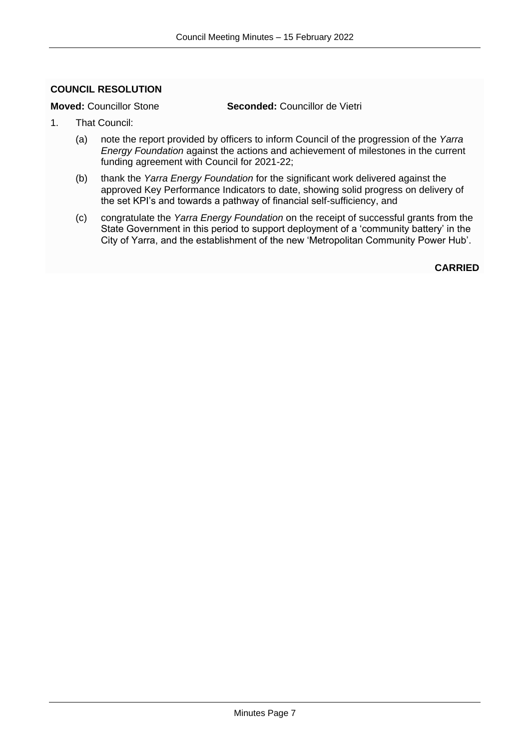**COUNCIL RESOLUTION**

**Moved:** Councillor Stone **Seconded:** Councillor de Vietri

1. That Council:

   (a) note the report provided by officers to inform Council of the progression of the *Yarra Energy Foundation* against the actions and achievement of milestones in the current funding agreement with Council for 2021-22;

   (b) thank the *Yarra Energy Foundation* for the significant work delivered against the approved Key Performance Indicators to date, showing solid progress on delivery of the set KPI's and towards a pathway of financial self-sufficiency, and

   (c) congratulate the *Yarra Energy Foundation* on the receipt of successful grants from the State Government in this period to support deployment of a 'community battery' in the City of Yarra, and the establishment of the new 'Metropolitan Community Power Hub'.

**CARRIED**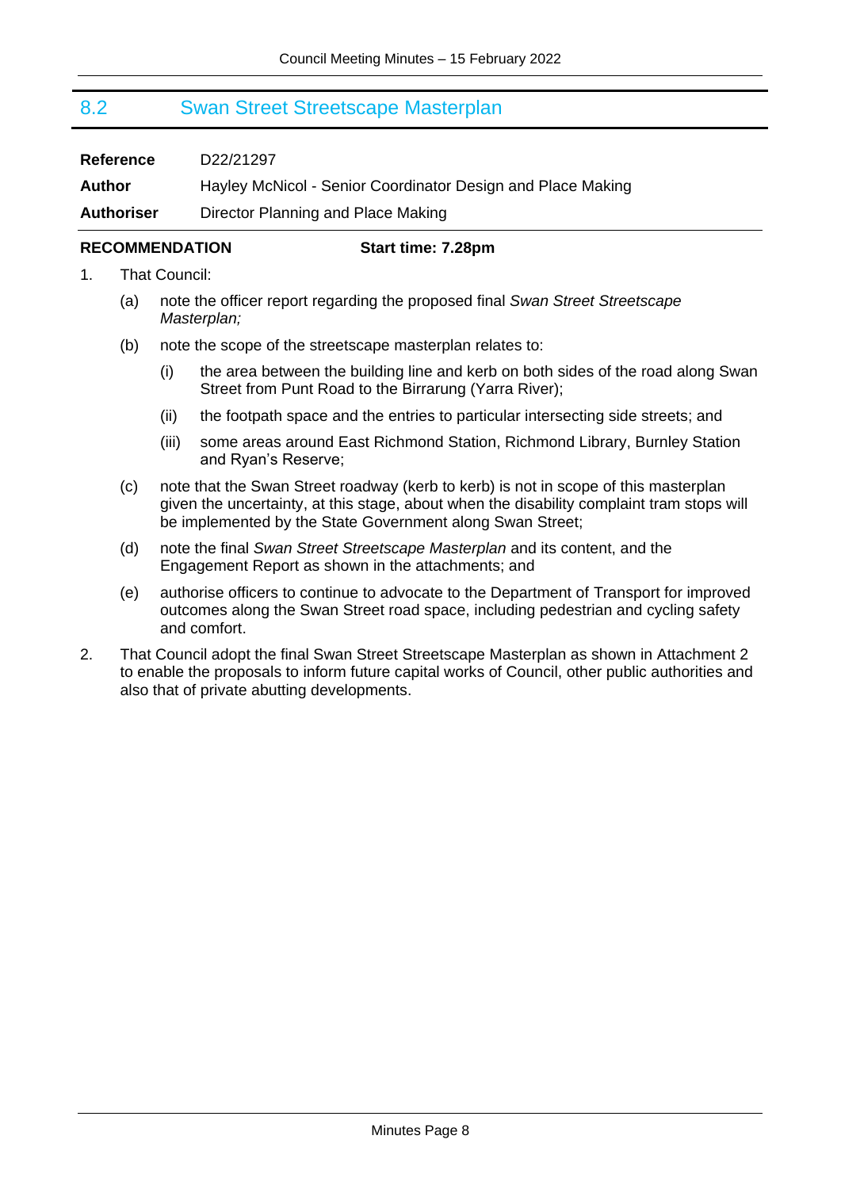## 8.2 Swan Street Streetscape Masterplan

**Reference** D22/21297

**Author** Hayley McNicol - Senior Coordinator Design and Place Making

**Authoriser** Director Planning and Place Making

**RECOMMENDATION** **Start time: 7.28pm**

1. That Council:

   (a) note the officer report regarding the proposed final *Swan Street Streetscape Masterplan;*

   (b) note the scope of the streetscape masterplan relates to:

      (i) the area between the building line and kerb on both sides of the road along Swan Street from Punt Road to the Birrarung (Yarra River);

      (ii) the footpath space and the entries to particular intersecting side streets; and

      (iii) some areas around East Richmond Station, Richmond Library, Burnley Station and Ryan's Reserve;

   (c) note that the Swan Street roadway (kerb to kerb) is not in scope of this masterplan given the uncertainty, at this stage, about when the disability complaint tram stops will be implemented by the State Government along Swan Street;

   (d) note the final *Swan Street Streetscape Masterplan* and its content, and the Engagement Report as shown in the attachments; and

   (e) authorise officers to continue to advocate to the Department of Transport for improved outcomes along the Swan Street road space, including pedestrian and cycling safety and comfort.

2. That Council adopt the final Swan Street Streetscape Masterplan as shown in Attachment 2 to enable the proposals to inform future capital works of Council, other public authorities and also that of private abutting developments.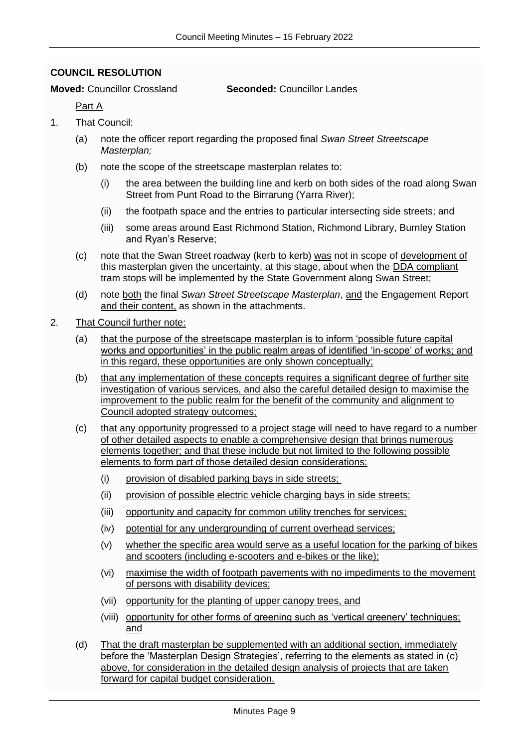**COUNCIL RESOLUTION**

**Moved:** Councillor Crossland **Seconded:** Councillor Landes

<u>Part A</u>

1. That Council:

   (a) note the officer report regarding the proposed final *Swan Street Streetscape Masterplan;*

   (b) note the scope of the streetscape masterplan relates to:

      (i) the area between the building line and kerb on both sides of the road along Swan Street from Punt Road to the Birrarung (Yarra River);

      (ii) the footpath space and the entries to particular intersecting side streets; and

      (iii) some areas around East Richmond Station, Richmond Library, Burnley Station and Ryan's Reserve;

   (c) note that the Swan Street roadway (kerb to kerb) <u>was</u> not in scope of <u>development of</u> this masterplan given the uncertainty, at this stage, about when the <u>DDA compliant</u> tram stops will be implemented by the State Government along Swan Street;

   (d) note <u>both</u> the final *Swan Street Streetscape Masterplan*, <u>and</u> the Engagement Report <u>and their content,</u> as shown in the attachments.

2. <u>That Council further note:</u>

   (a) <u>that the purpose of the streetscape masterplan is to inform 'possible future capital works and opportunities' in the public realm areas of identified 'in-scope' of works; and in this regard, these opportunities are only shown conceptually;</u>

   (b) <u>that any implementation of these concepts requires a significant degree of further site investigation of various services, and also the careful detailed design to maximise the improvement to the public realm for the benefit of the community and alignment to Council adopted strategy outcomes;</u>

   (c) <u>that any opportunity progressed to a project stage will need to have regard to a number of other detailed aspects to enable a comprehensive design that brings numerous elements together; and that these include but not limited to the following possible elements to form part of those detailed design considerations:</u>

      (i) <u>provision of disabled parking bays in side streets;</u>

      (ii) <u>provision of possible electric vehicle charging bays in side streets;</u>

      (iii) <u>opportunity and capacity for common utility trenches for services;</u>

      (iv) <u>potential for any undergrounding of current overhead services;</u>

      (v) <u>whether the specific area would serve as a useful location for the parking of bikes and scooters (including e-scooters and e-bikes or the like);</u>

      (vi) <u>maximise the width of footpath pavements with no impediments to the movement of persons with disability devices;</u>

      (vii) <u>opportunity for the planting of upper canopy trees, and</u>

      (viii) <u>opportunity for other forms of greening such as 'vertical greenery' techniques; and</u>

   (d) <u>That the draft masterplan be supplemented with an additional section, immediately before the 'Masterplan Design Strategies', referring to the elements as stated in (c) above, for consideration in the detailed design analysis of projects that are taken forward for capital budget consideration.</u>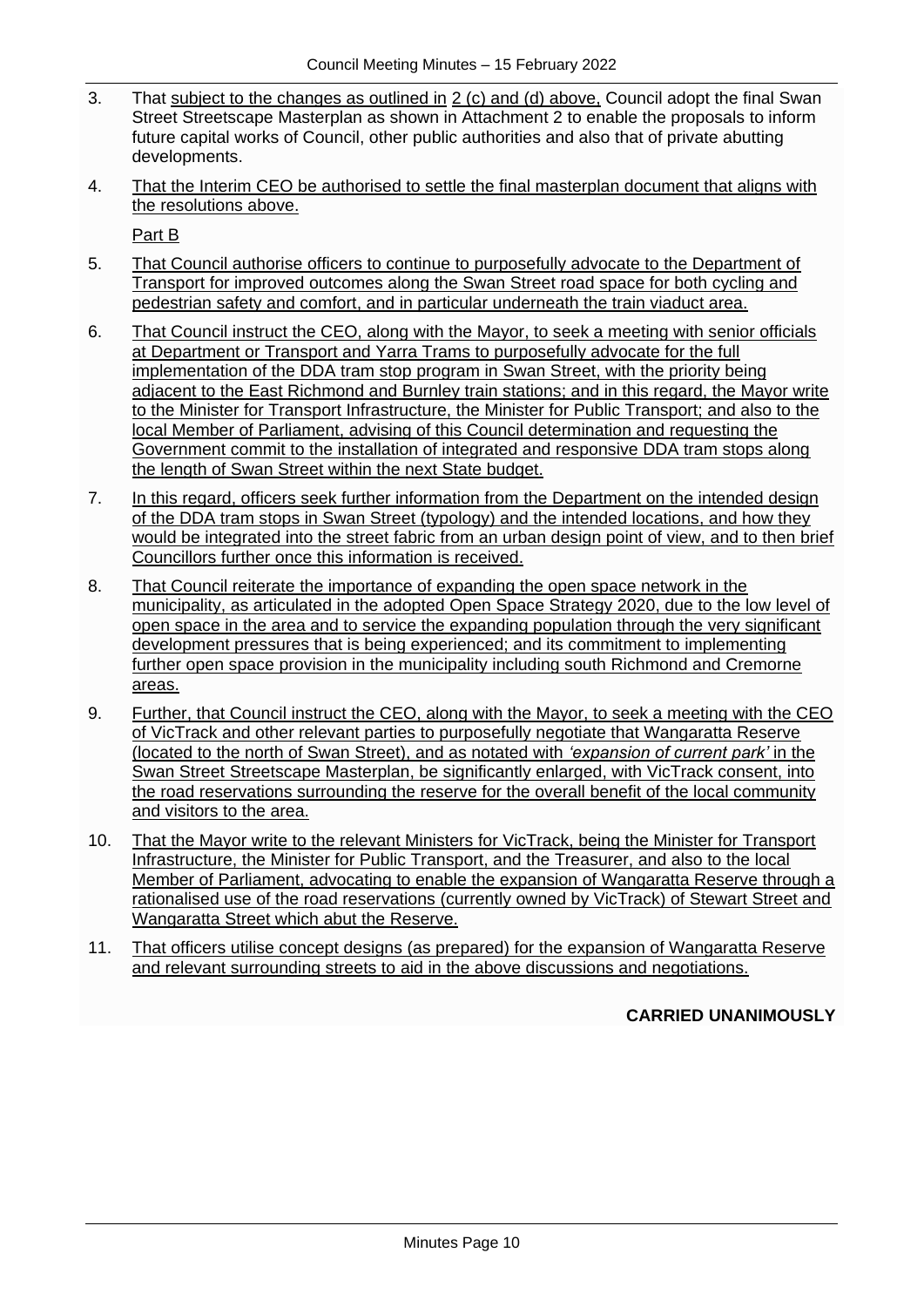3. That subject to the changes as outlined in 2 (c) and (d) above, Council adopt the final Swan Street Streetscape Masterplan as shown in Attachment 2 to enable the proposals to inform future capital works of Council, other public authorities and also that of private abutting developments.

4. That the Interim CEO be authorised to settle the final masterplan document that aligns with the resolutions above.

Part B

5. That Council authorise officers to continue to purposefully advocate to the Department of Transport for improved outcomes along the Swan Street road space for both cycling and pedestrian safety and comfort, and in particular underneath the train viaduct area.

6. That Council instruct the CEO, along with the Mayor, to seek a meeting with senior officials at Department or Transport and Yarra Trams to purposefully advocate for the full implementation of the DDA tram stop program in Swan Street, with the priority being adjacent to the East Richmond and Burnley train stations; and in this regard, the Mayor write to the Minister for Transport Infrastructure, the Minister for Public Transport; and also to the local Member of Parliament, advising of this Council determination and requesting the Government commit to the installation of integrated and responsive DDA tram stops along the length of Swan Street within the next State budget.

7. In this regard, officers seek further information from the Department on the intended design of the DDA tram stops in Swan Street (typology) and the intended locations, and how they would be integrated into the street fabric from an urban design point of view, and to then brief Councillors further once this information is received.

8. That Council reiterate the importance of expanding the open space network in the municipality, as articulated in the adopted Open Space Strategy 2020, due to the low level of open space in the area and to service the expanding population through the very significant development pressures that is being experienced; and its commitment to implementing further open space provision in the municipality including south Richmond and Cremorne areas.

9. Further, that Council instruct the CEO, along with the Mayor, to seek a meeting with the CEO of VicTrack and other relevant parties to purposefully negotiate that Wangaratta Reserve (located to the north of Swan Street), and as notated with *'expansion of current park'* in the Swan Street Streetscape Masterplan, be significantly enlarged, with VicTrack consent, into the road reservations surrounding the reserve for the overall benefit of the local community and visitors to the area.

10. That the Mayor write to the relevant Ministers for VicTrack, being the Minister for Transport Infrastructure, the Minister for Public Transport, and the Treasurer, and also to the local Member of Parliament, advocating to enable the expansion of Wangaratta Reserve through a rationalised use of the road reservations (currently owned by VicTrack) of Stewart Street and Wangaratta Street which abut the Reserve.

11. That officers utilise concept designs (as prepared) for the expansion of Wangaratta Reserve and relevant surrounding streets to aid in the above discussions and negotiations.

**CARRIED UNANIMOUSLY**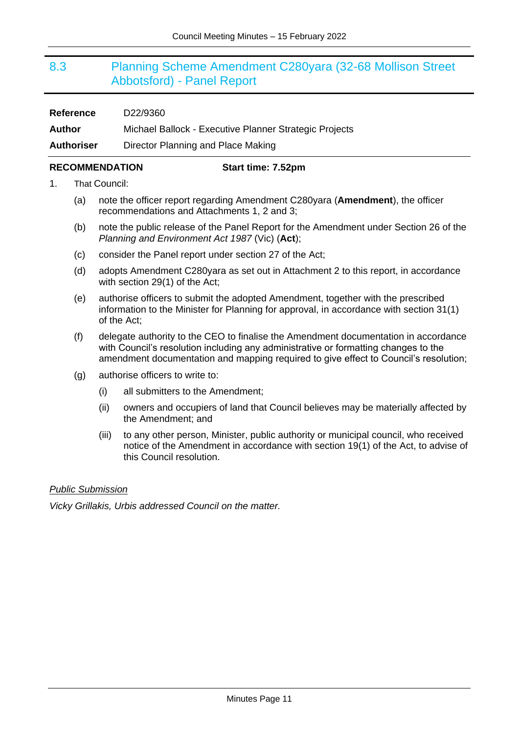## 8.3 Planning Scheme Amendment C280yara (32-68 Mollison Street Abbotsford) - Panel Report

| | |
|---|---|
| **Reference** | D22/9360 |
| **Author** | Michael Ballock - Executive Planner Strategic Projects |
| **Authoriser** | Director Planning and Place Making |

**RECOMMENDATION** **Start time: 7.52pm**

1. That Council:
   (a) note the officer report regarding Amendment C280yara (**Amendment**), the officer recommendations and Attachments 1, 2 and 3;
   (b) note the public release of the Panel Report for the Amendment under Section 26 of the *Planning and Environment Act 1987* (Vic) (**Act**);
   (c) consider the Panel report under section 27 of the Act;
   (d) adopts Amendment C280yara as set out in Attachment 2 to this report, in accordance with section 29(1) of the Act;
   (e) authorise officers to submit the adopted Amendment, together with the prescribed information to the Minister for Planning for approval, in accordance with section 31(1) of the Act;
   (f) delegate authority to the CEO to finalise the Amendment documentation in accordance with Council's resolution including any administrative or formatting changes to the amendment documentation and mapping required to give effect to Council's resolution;
   (g) authorise officers to write to:
      (i) all submitters to the Amendment;
      (ii) owners and occupiers of land that Council believes may be materially affected by the Amendment; and
      (iii) to any other person, Minister, public authority or municipal council, who received notice of the Amendment in accordance with section 19(1) of the Act, to advise of this Council resolution.

*Public Submission*

*Vicky Grillakis, Urbis addressed Council on the matter.*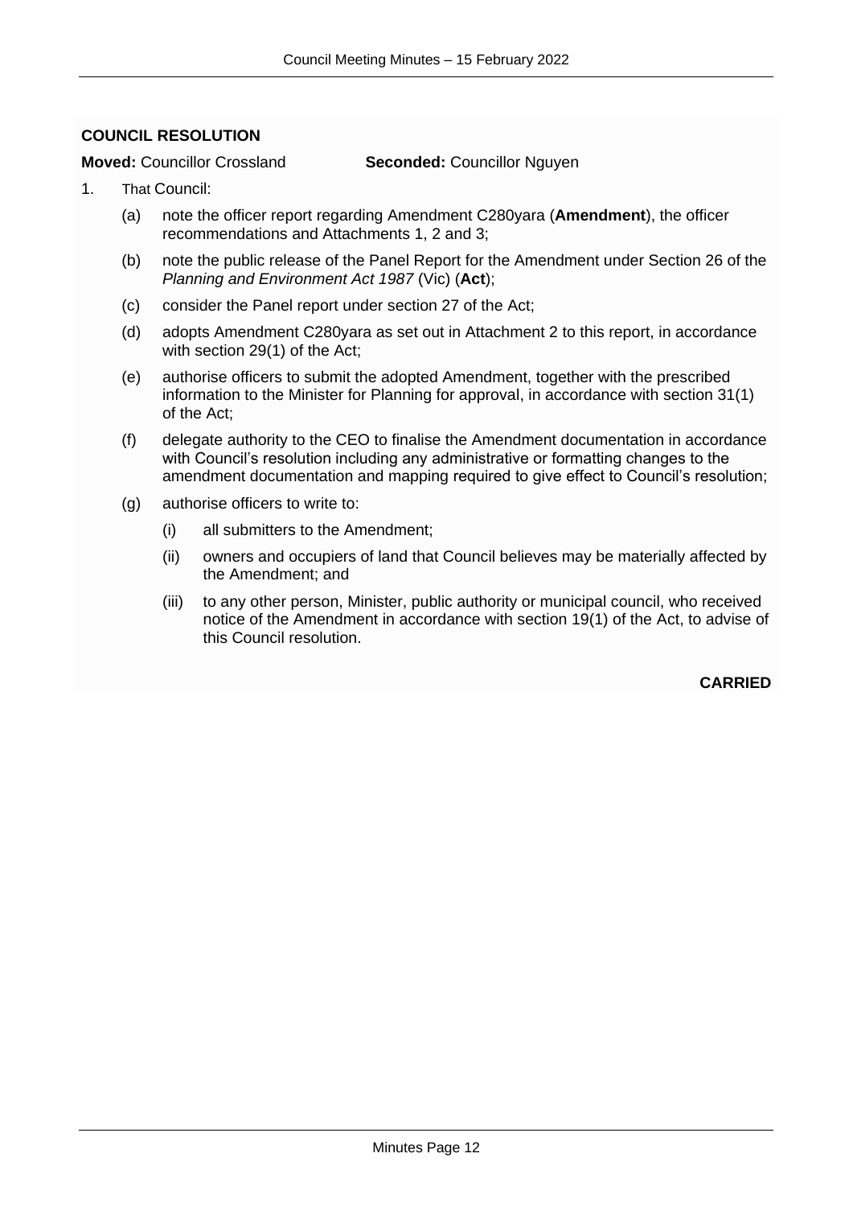**COUNCIL RESOLUTION**

**Moved:** Councillor Crossland **Seconded:** Councillor Nguyen

1. That Council:

   (a) note the officer report regarding Amendment C280yara (**Amendment**), the officer recommendations and Attachments 1, 2 and 3;

   (b) note the public release of the Panel Report for the Amendment under Section 26 of the *Planning and Environment Act 1987* (Vic) (**Act**);

   (c) consider the Panel report under section 27 of the Act;

   (d) adopts Amendment C280yara as set out in Attachment 2 to this report, in accordance with section 29(1) of the Act;

   (e) authorise officers to submit the adopted Amendment, together with the prescribed information to the Minister for Planning for approval, in accordance with section 31(1) of the Act;

   (f) delegate authority to the CEO to finalise the Amendment documentation in accordance with Council's resolution including any administrative or formatting changes to the amendment documentation and mapping required to give effect to Council's resolution;

   (g) authorise officers to write to:

      (i) all submitters to the Amendment;

      (ii) owners and occupiers of land that Council believes may be materially affected by the Amendment; and

      (iii) to any other person, Minister, public authority or municipal council, who received notice of the Amendment in accordance with section 19(1) of the Act, to advise of this Council resolution.

**CARRIED**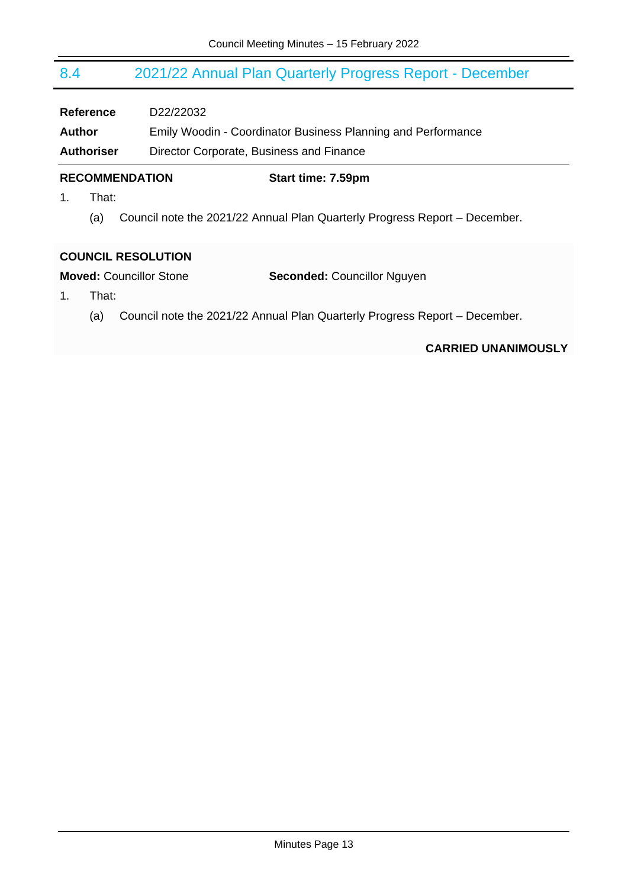## 8.4 2021/22 Annual Plan Quarterly Progress Report - December

**Reference** D22/22032

**Author** Emily Woodin - Coordinator Business Planning and Performance

**Authoriser** Director Corporate, Business and Finance

**RECOMMENDATION** **Start time: 7.59pm**

1. That:

   (a) Council note the 2021/22 Annual Plan Quarterly Progress Report – December.

**COUNCIL RESOLUTION**

**Moved:** Councillor Stone **Seconded:** Councillor Nguyen

1. That:

   (a) Council note the 2021/22 Annual Plan Quarterly Progress Report – December.

**CARRIED UNANIMOUSLY**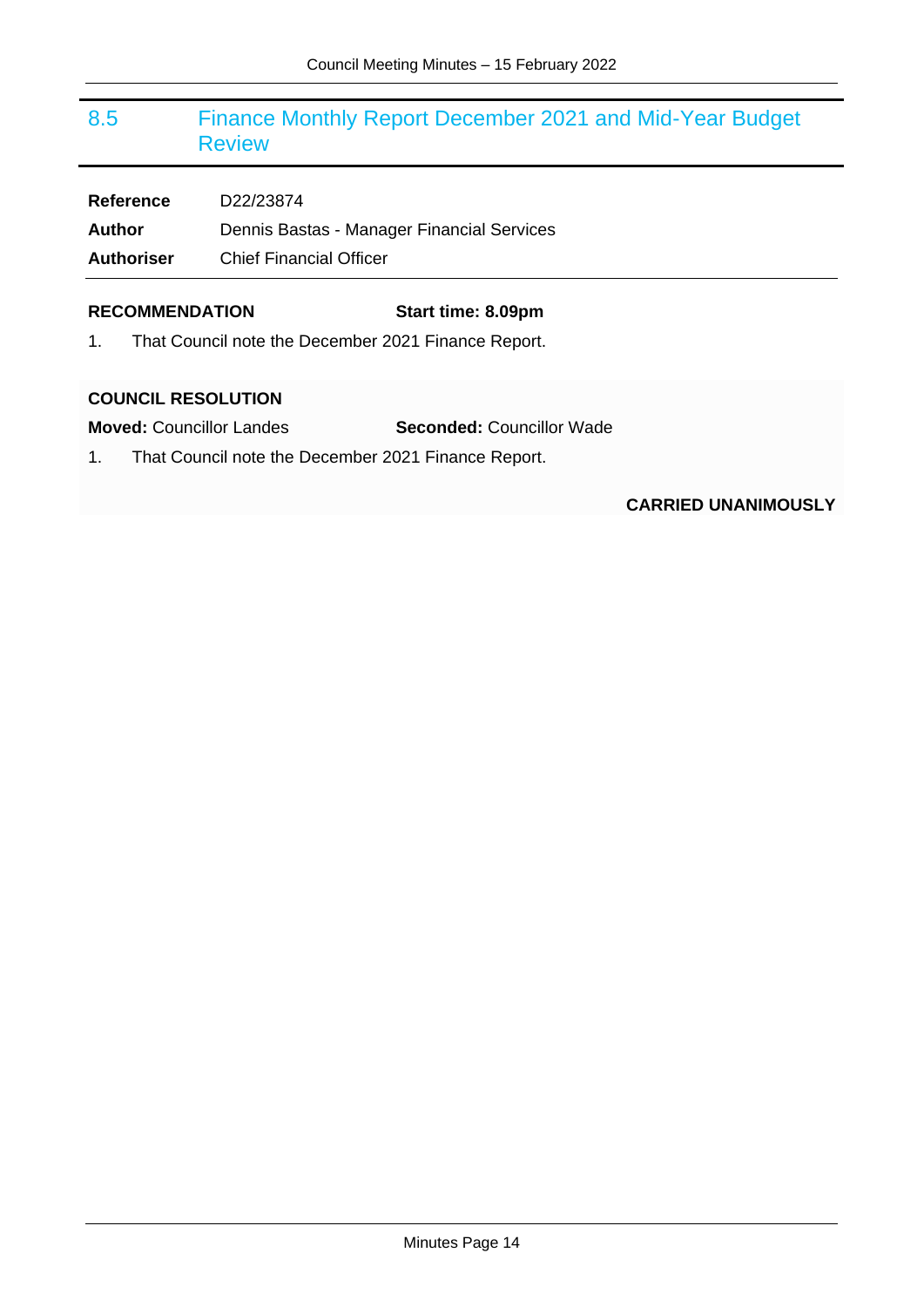## 8.5 Finance Monthly Report December 2021 and Mid-Year Budget Review

|  |  |
|---|---|
| **Reference** | D22/23874 |
| **Author** | Dennis Bastas - Manager Financial Services |
| **Authoriser** | Chief Financial Officer |

**RECOMMENDATION** **Start time: 8.09pm**

1. That Council note the December 2021 Finance Report.

**COUNCIL RESOLUTION**

**Moved:** Councillor Landes **Seconded:** Councillor Wade

1. That Council note the December 2021 Finance Report.

**CARRIED UNANIMOUSLY**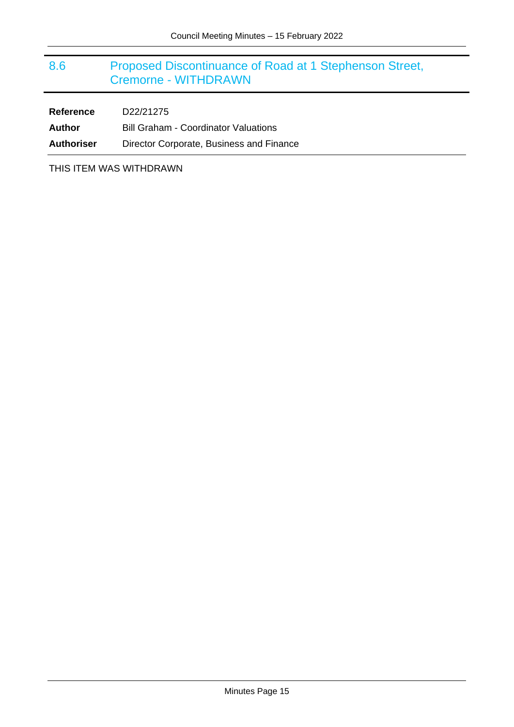## 8.6 Proposed Discontinuance of Road at 1 Stephenson Street, Cremorne - WITHDRAWN

| | |
|---|---|
| **Reference** | D22/21275 |
| **Author** | Bill Graham - Coordinator Valuations |
| **Authoriser** | Director Corporate, Business and Finance |

THIS ITEM WAS WITHDRAWN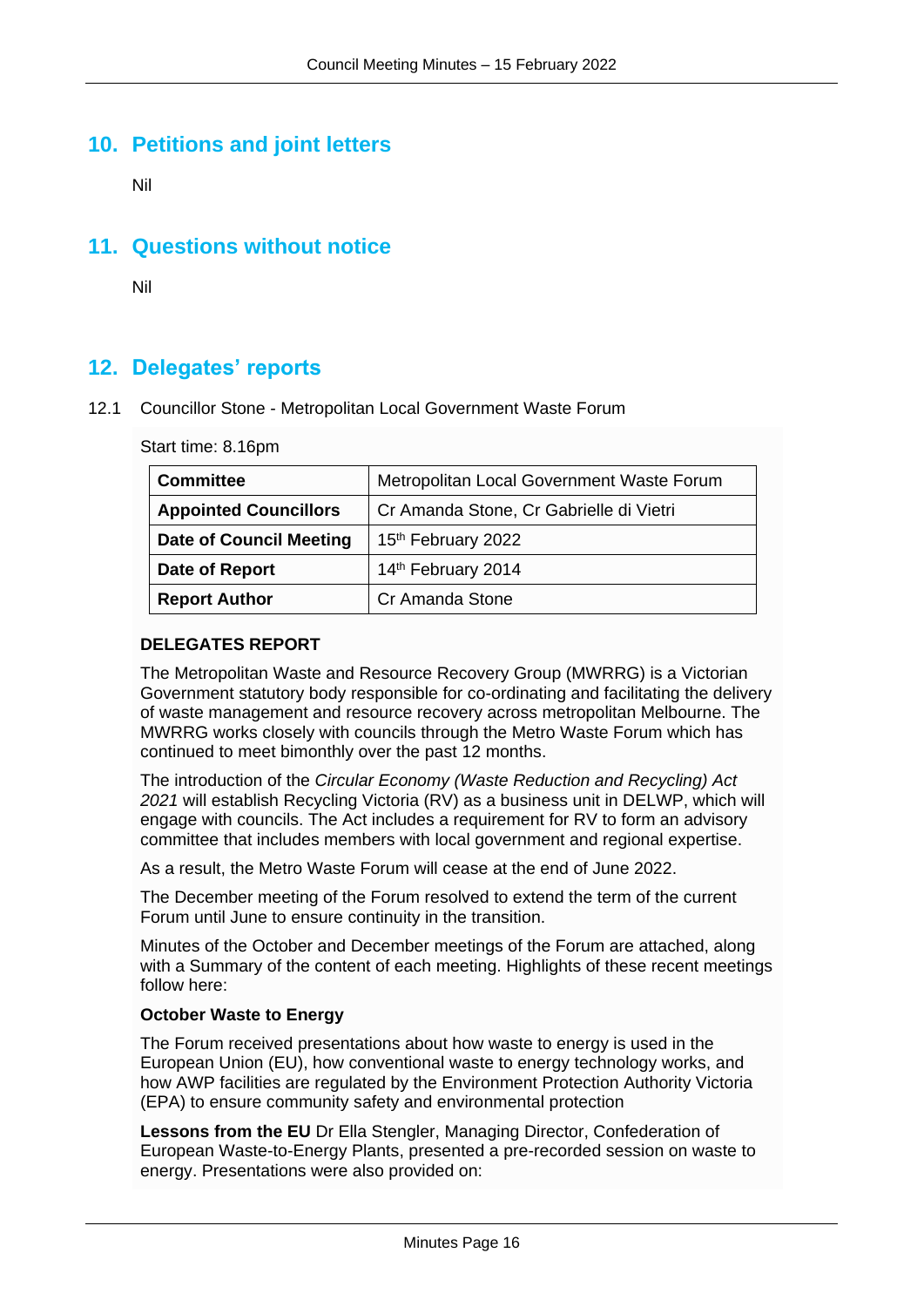## 10. Petitions and joint letters

Nil

## 11. Questions without notice

Nil

## 12. Delegates' reports

12.1 Councillor Stone - Metropolitan Local Government Waste Forum

Start time: 8.16pm

| Committee | Metropolitan Local Government Waste Forum |
|---|---|
| Appointed Councillors | Cr Amanda Stone, Cr Gabrielle di Vietri |
| Date of Council Meeting | 15th February 2022 |
| Date of Report | 14th February 2014 |
| Report Author | Cr Amanda Stone |

**DELEGATES REPORT**

The Metropolitan Waste and Resource Recovery Group (MWRRG) is a Victorian Government statutory body responsible for co-ordinating and facilitating the delivery of waste management and resource recovery across metropolitan Melbourne. The MWRRG works closely with councils through the Metro Waste Forum which has continued to meet bimonthly over the past 12 months.

The introduction of the *Circular Economy (Waste Reduction and Recycling) Act 2021* will establish Recycling Victoria (RV) as a business unit in DELWP, which will engage with councils. The Act includes a requirement for RV to form an advisory committee that includes members with local government and regional expertise.

As a result, the Metro Waste Forum will cease at the end of June 2022.

The December meeting of the Forum resolved to extend the term of the current Forum until June to ensure continuity in the transition.

Minutes of the October and December meetings of the Forum are attached, along with a Summary of the content of each meeting. Highlights of these recent meetings follow here:

**October Waste to Energy**

The Forum received presentations about how waste to energy is used in the European Union (EU), how conventional waste to energy technology works, and how AWP facilities are regulated by the Environment Protection Authority Victoria (EPA) to ensure community safety and environmental protection

**Lessons from the EU** Dr Ella Stengler, Managing Director, Confederation of European Waste-to-Energy Plants, presented a pre-recorded session on waste to energy. Presentations were also provided on: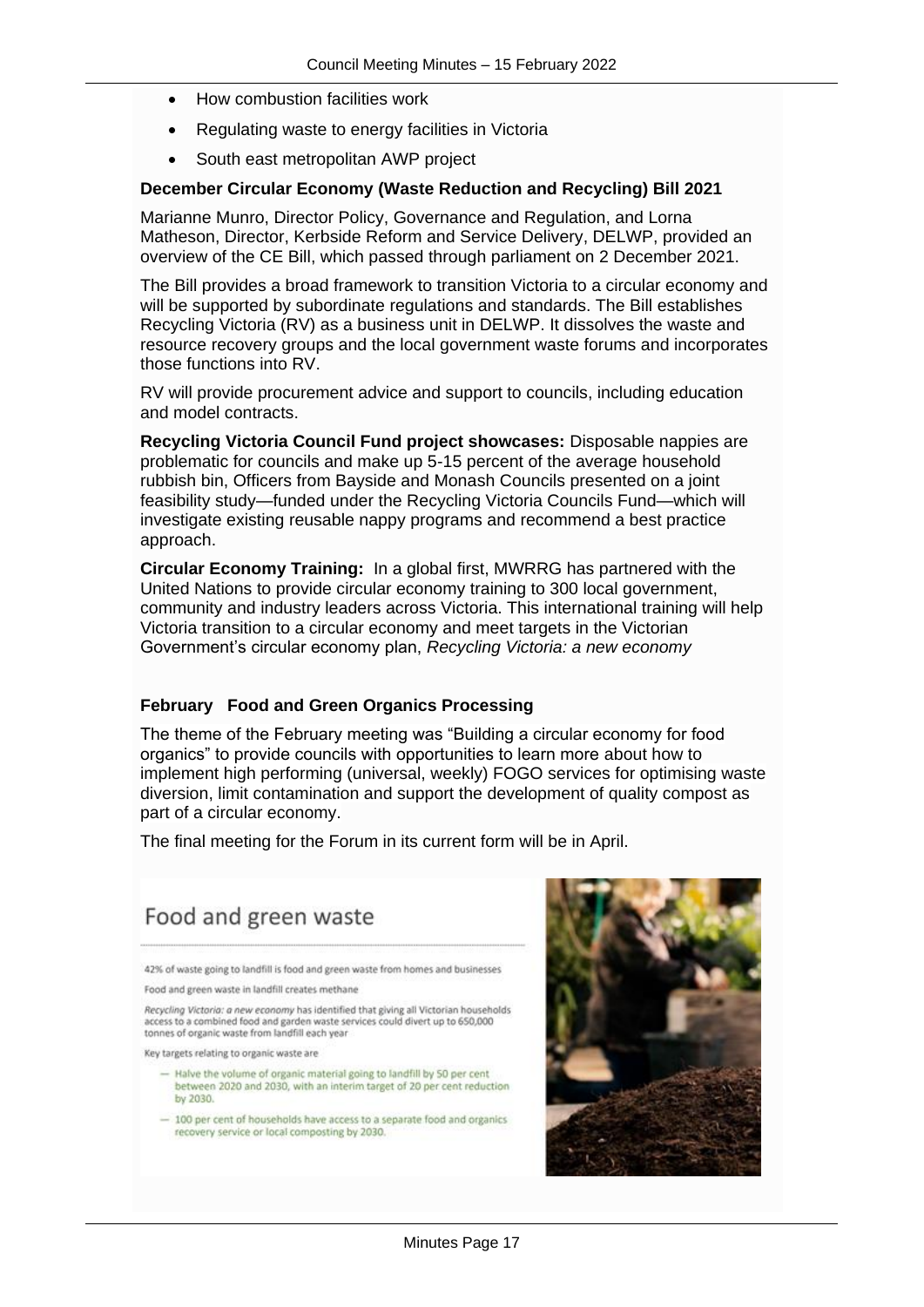- How combustion facilities work
- Regulating waste to energy facilities in Victoria
- South east metropolitan AWP project

**December Circular Economy (Waste Reduction and Recycling) Bill 2021**

Marianne Munro, Director Policy, Governance and Regulation, and Lorna Matheson, Director, Kerbside Reform and Service Delivery, DELWP, provided an overview of the CE Bill, which passed through parliament on 2 December 2021.

The Bill provides a broad framework to transition Victoria to a circular economy and will be supported by subordinate regulations and standards. The Bill establishes Recycling Victoria (RV) as a business unit in DELWP. It dissolves the waste and resource recovery groups and the local government waste forums and incorporates those functions into RV.

RV will provide procurement advice and support to councils, including education and model contracts.

**Recycling Victoria Council Fund project showcases:** Disposable nappies are problematic for councils and make up 5-15 percent of the average household rubbish bin, Officers from Bayside and Monash Councils presented on a joint feasibility study—funded under the Recycling Victoria Councils Fund—which will investigate existing reusable nappy programs and recommend a best practice approach.

**Circular Economy Training:** In a global first, MWRRG has partnered with the United Nations to provide circular economy training to 300 local government, community and industry leaders across Victoria. This international training will help Victoria transition to a circular economy and meet targets in the Victorian Government's circular economy plan, *Recycling Victoria: a new economy*

**February Food and Green Organics Processing**

The theme of the February meeting was "Building a circular economy for food organics" to provide councils with opportunities to learn more about how to implement high performing (universal, weekly) FOGO services for optimising waste diversion, limit contamination and support the development of quality compost as part of a circular economy.

The final meeting for the Forum in its current form will be in April.

## Food and green waste

42% of waste going to landfill is food and green waste from homes and businesses

Food and green waste in landfill creates methane

*Recycling Victoria: a new economy* has identified that giving all Victorian households access to a combined food and garden waste services could divert up to 650,000 tonnes of organic waste from landfill each year

Key targets relating to organic waste are

- Halve the volume of organic material going to landfill by 50 per cent between 2020 and 2030, with an interim target of 20 per cent reduction by 2030.
- 100 per cent of households have access to a separate food and organics recovery service or local composting by 2030.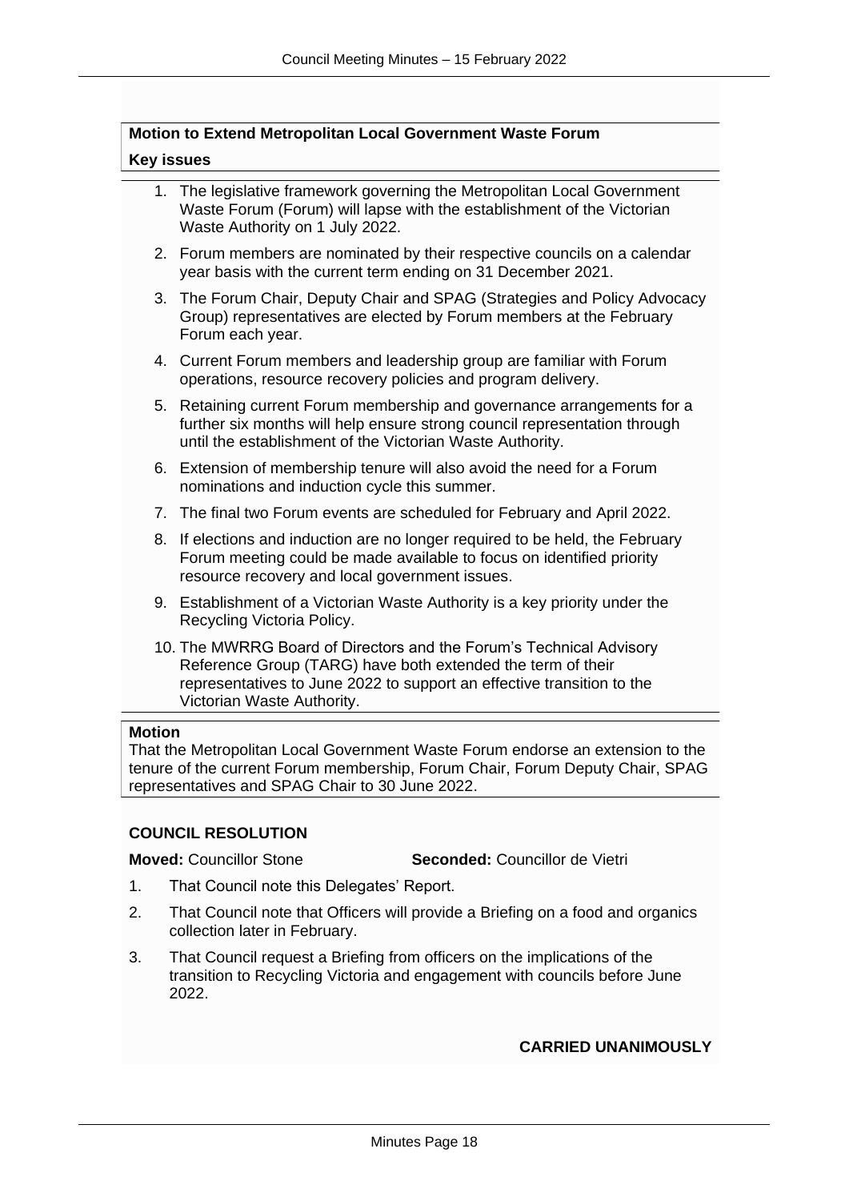**Motion to Extend Metropolitan Local Government Waste Forum**

**Key issues**

1. The legislative framework governing the Metropolitan Local Government Waste Forum (Forum) will lapse with the establishment of the Victorian Waste Authority on 1 July 2022.
2. Forum members are nominated by their respective councils on a calendar year basis with the current term ending on 31 December 2021.
3. The Forum Chair, Deputy Chair and SPAG (Strategies and Policy Advocacy Group) representatives are elected by Forum members at the February Forum each year.
4. Current Forum members and leadership group are familiar with Forum operations, resource recovery policies and program delivery.
5. Retaining current Forum membership and governance arrangements for a further six months will help ensure strong council representation through until the establishment of the Victorian Waste Authority.
6. Extension of membership tenure will also avoid the need for a Forum nominations and induction cycle this summer.
7. The final two Forum events are scheduled for February and April 2022.
8. If elections and induction are no longer required to be held, the February Forum meeting could be made available to focus on identified priority resource recovery and local government issues.
9. Establishment of a Victorian Waste Authority is a key priority under the Recycling Victoria Policy.
10. The MWRRG Board of Directors and the Forum's Technical Advisory Reference Group (TARG) have both extended the term of their representatives to June 2022 to support an effective transition to the Victorian Waste Authority.

**Motion**

That the Metropolitan Local Government Waste Forum endorse an extension to the tenure of the current Forum membership, Forum Chair, Forum Deputy Chair, SPAG representatives and SPAG Chair to 30 June 2022.

### COUNCIL RESOLUTION

**Moved:** Councillor Stone **Seconded:** Councillor de Vietri

1. That Council note this Delegates' Report.
2. That Council note that Officers will provide a Briefing on a food and organics collection later in February.
3. That Council request a Briefing from officers on the implications of the transition to Recycling Victoria and engagement with councils before June 2022.

**CARRIED UNANIMOUSLY**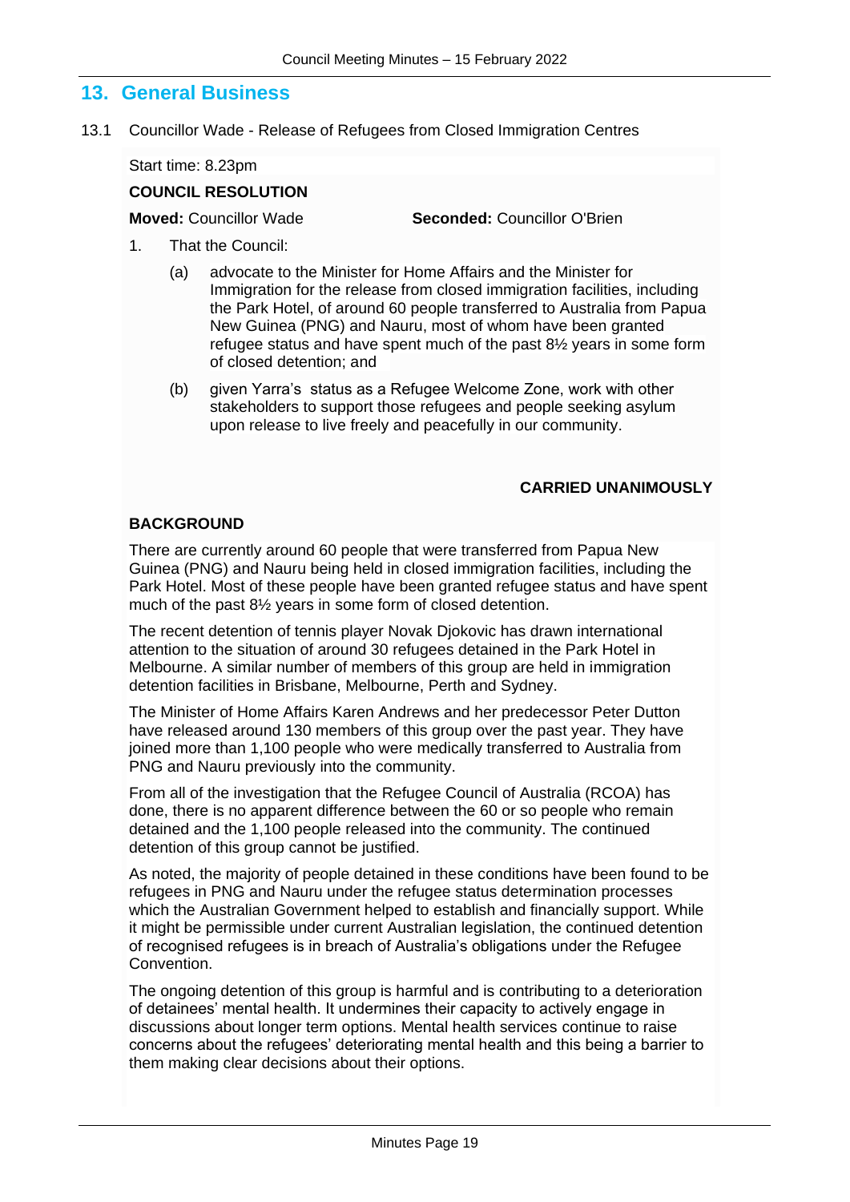## 13. General Business

13.1 Councillor Wade - Release of Refugees from Closed Immigration Centres

Start time: 8.23pm

**COUNCIL RESOLUTION**

**Moved:** Councillor Wade **Seconded:** Councillor O'Brien

1. That the Council:

   (a) advocate to the Minister for Home Affairs and the Minister for Immigration for the release from closed immigration facilities, including the Park Hotel, of around 60 people transferred to Australia from Papua New Guinea (PNG) and Nauru, most of whom have been granted refugee status and have spent much of the past 8½ years in some form of closed detention; and

   (b) given Yarra's status as a Refugee Welcome Zone, work with other stakeholders to support those refugees and people seeking asylum upon release to live freely and peacefully in our community.

**CARRIED UNANIMOUSLY**

**BACKGROUND**

There are currently around 60 people that were transferred from Papua New Guinea (PNG) and Nauru being held in closed immigration facilities, including the Park Hotel. Most of these people have been granted refugee status and have spent much of the past 8½ years in some form of closed detention.

The recent detention of tennis player Novak Djokovic has drawn international attention to the situation of around 30 refugees detained in the Park Hotel in Melbourne. A similar number of members of this group are held in immigration detention facilities in Brisbane, Melbourne, Perth and Sydney.

The Minister of Home Affairs Karen Andrews and her predecessor Peter Dutton have released around 130 members of this group over the past year. They have joined more than 1,100 people who were medically transferred to Australia from PNG and Nauru previously into the community.

From all of the investigation that the Refugee Council of Australia (RCOA) has done, there is no apparent difference between the 60 or so people who remain detained and the 1,100 people released into the community. The continued detention of this group cannot be justified.

As noted, the majority of people detained in these conditions have been found to be refugees in PNG and Nauru under the refugee status determination processes which the Australian Government helped to establish and financially support. While it might be permissible under current Australian legislation, the continued detention of recognised refugees is in breach of Australia's obligations under the Refugee Convention.

The ongoing detention of this group is harmful and is contributing to a deterioration of detainees' mental health. It undermines their capacity to actively engage in discussions about longer term options. Mental health services continue to raise concerns about the refugees' deteriorating mental health and this being a barrier to them making clear decisions about their options.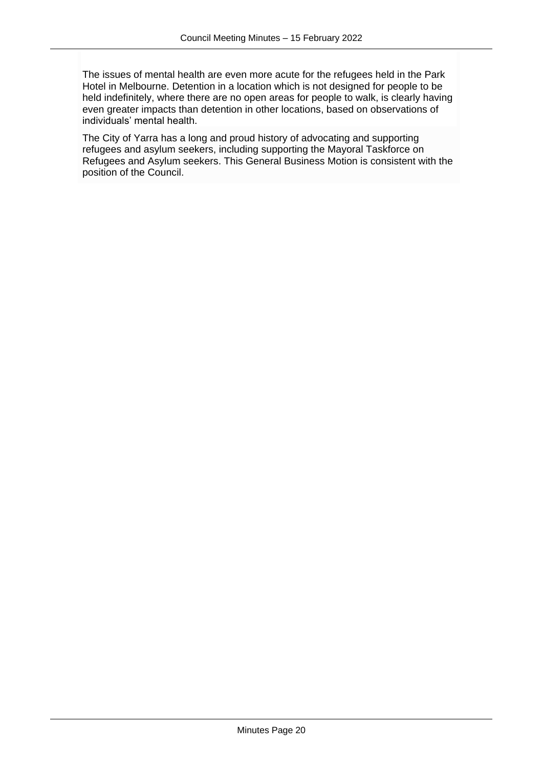The issues of mental health are even more acute for the refugees held in the Park Hotel in Melbourne. Detention in a location which is not designed for people to be held indefinitely, where there are no open areas for people to walk, is clearly having even greater impacts than detention in other locations, based on observations of individuals' mental health.

The City of Yarra has a long and proud history of advocating and supporting refugees and asylum seekers, including supporting the Mayoral Taskforce on Refugees and Asylum seekers. This General Business Motion is consistent with the position of the Council.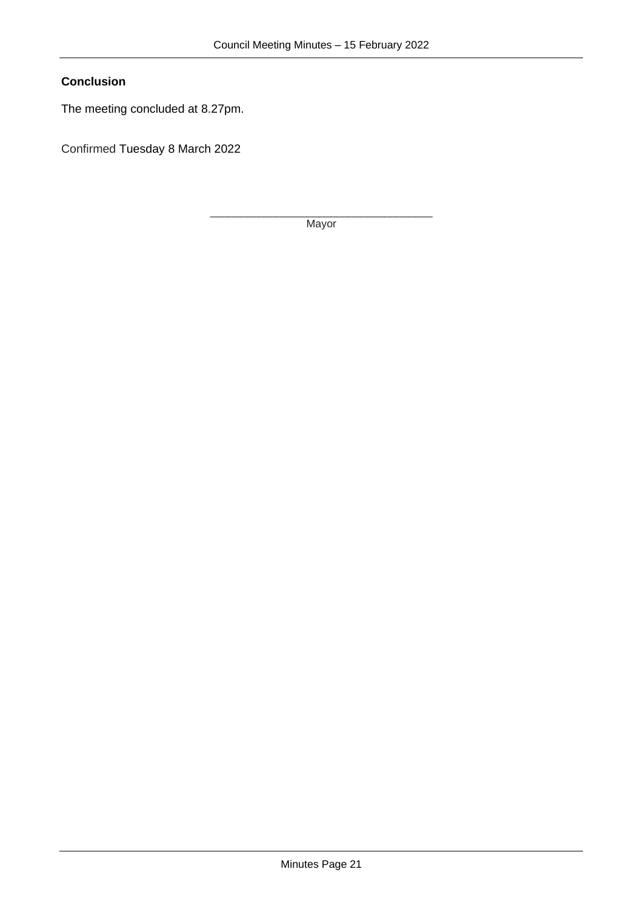**Conclusion**

The meeting concluded at 8.27pm.

Confirmed Tuesday 8 March 2022

\_\_\_\_\_\_\_\_\_\_\_\_\_\_\_\_\_\_\_\_\_\_\_\_\_\_\_\_\_\_\_\_\_\_\_\_

Mayor